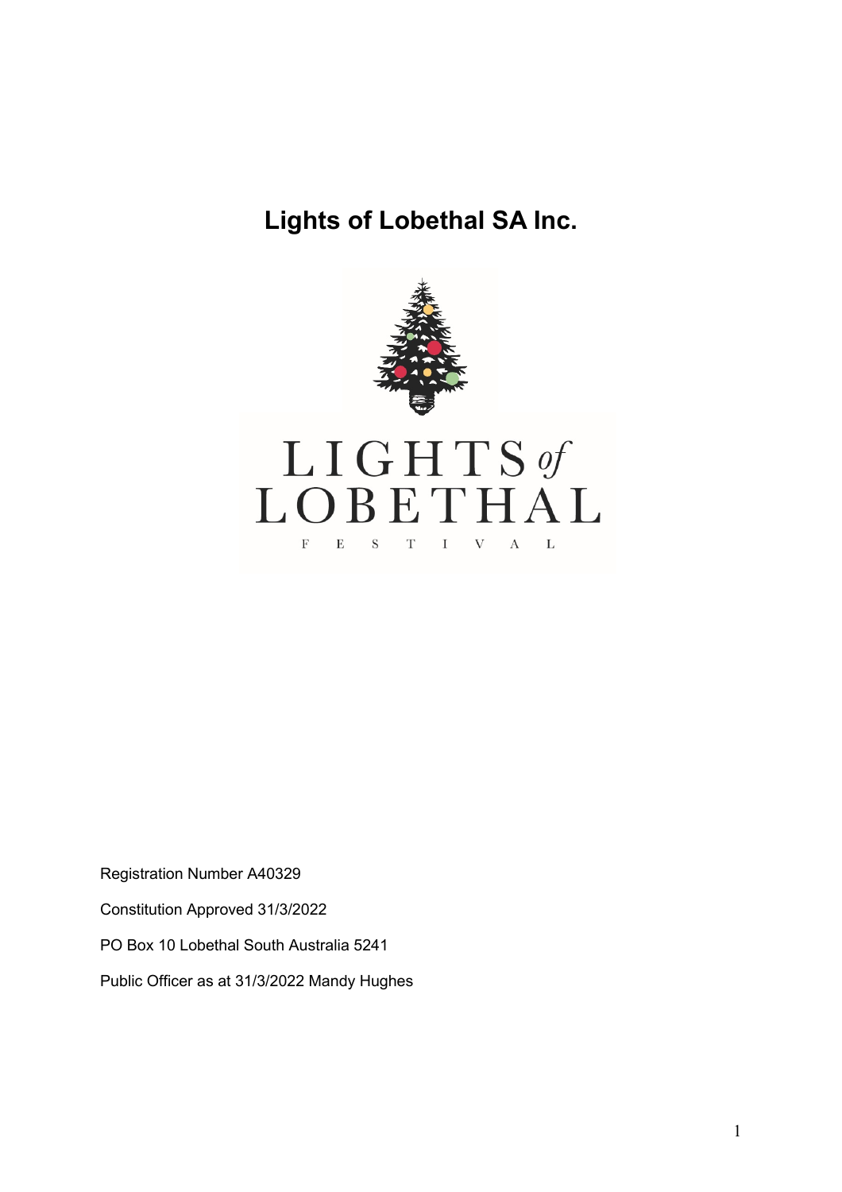# Lights of Lobethal SA Inc.

LIGHTS *of* LOBETHAL

F E S T I V A L

Registration Number A40329

Constitution Approved 31/3/2022

PO Box 10 Lobethal South Australia 5241

Public Officer as at 31/3/2022 Mandy Hughes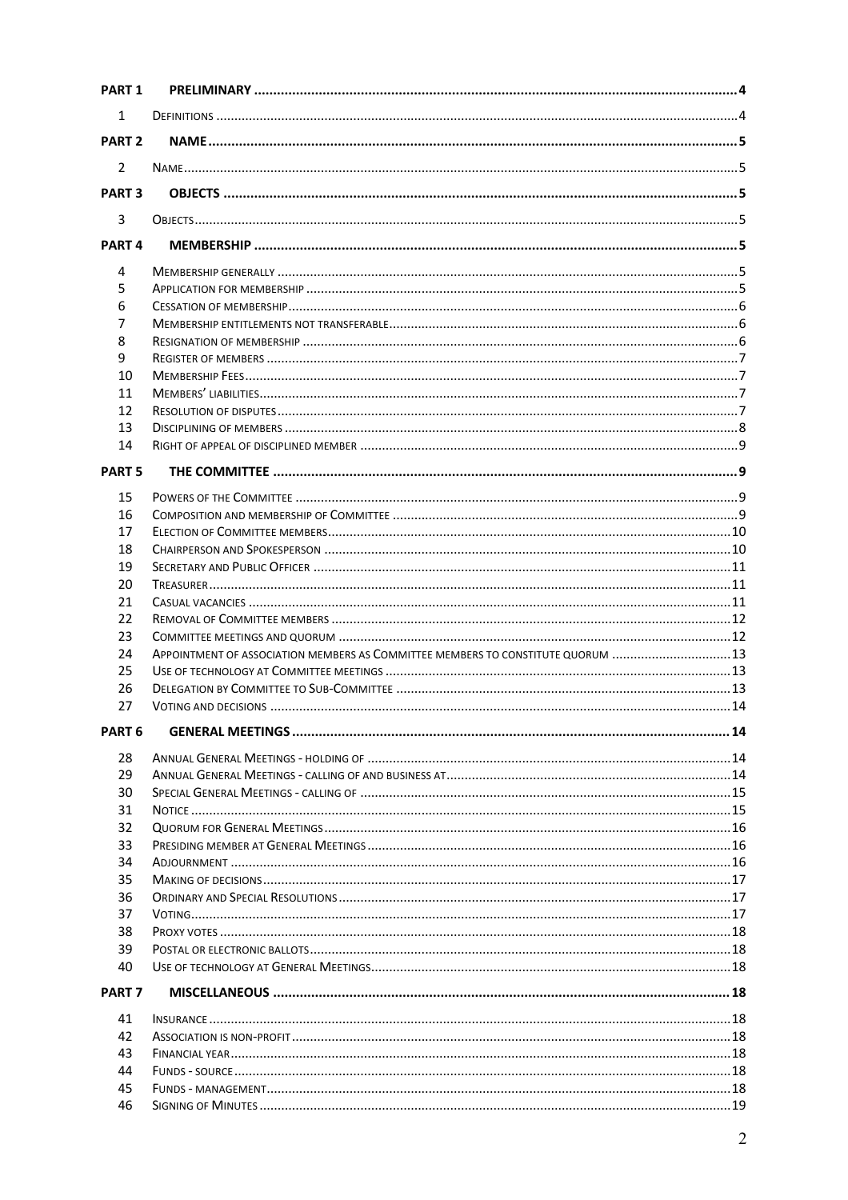| | | |
|---|---|---|
| **PART 1** | **PRELIMINARY** | **4** |
| 1 | DEFINITIONS | 4 |
| **PART 2** | **NAME** | **5** |
| 2 | NAME | 5 |
| **PART 3** | **OBJECTS** | **5** |
| 3 | OBJECTS | 5 |
| **PART 4** | **MEMBERSHIP** | **5** |
| 4 | MEMBERSHIP GENERALLY | 5 |
| 5 | APPLICATION FOR MEMBERSHIP | 5 |
| 6 | CESSATION OF MEMBERSHIP | 6 |
| 7 | MEMBERSHIP ENTITLEMENTS NOT TRANSFERABLE | 6 |
| 8 | RESIGNATION OF MEMBERSHIP | 6 |
| 9 | REGISTER OF MEMBERS | 7 |
| 10 | MEMBERSHIP FEES | 7 |
| 11 | MEMBERS' LIABILITIES | 7 |
| 12 | RESOLUTION OF DISPUTES | 7 |
| 13 | DISCIPLINING OF MEMBERS | 8 |
| 14 | RIGHT OF APPEAL OF DISCIPLINED MEMBER | 9 |
| **PART 5** | **THE COMMITTEE** | **9** |
| 15 | POWERS OF THE COMMITTEE | 9 |
| 16 | COMPOSITION AND MEMBERSHIP OF COMMITTEE | 9 |
| 17 | ELECTION OF COMMITTEE MEMBERS | 10 |
| 18 | CHAIRPERSON AND SPOKESPERSON | 10 |
| 19 | SECRETARY AND PUBLIC OFFICER | 11 |
| 20 | TREASURER | 11 |
| 21 | CASUAL VACANCIES | 11 |
| 22 | REMOVAL OF COMMITTEE MEMBERS | 12 |
| 23 | COMMITTEE MEETINGS AND QUORUM | 12 |
| 24 | APPOINTMENT OF ASSOCIATION MEMBERS AS COMMITTEE MEMBERS TO CONSTITUTE QUORUM | 13 |
| 25 | USE OF TECHNOLOGY AT COMMITTEE MEETINGS | 13 |
| 26 | DELEGATION BY COMMITTEE TO SUB-COMMITTEE | 13 |
| 27 | VOTING AND DECISIONS | 14 |
| **PART 6** | **GENERAL MEETINGS** | **14** |
| 28 | ANNUAL GENERAL MEETINGS - HOLDING OF | 14 |
| 29 | ANNUAL GENERAL MEETINGS - CALLING OF AND BUSINESS AT | 14 |
| 30 | SPECIAL GENERAL MEETINGS - CALLING OF | 15 |
| 31 | NOTICE | 15 |
| 32 | QUORUM FOR GENERAL MEETINGS | 16 |
| 33 | PRESIDING MEMBER AT GENERAL MEETINGS | 16 |
| 34 | ADJOURNMENT | 16 |
| 35 | MAKING OF DECISIONS | 17 |
| 36 | ORDINARY AND SPECIAL RESOLUTIONS | 17 |
| 37 | VOTING | 17 |
| 38 | PROXY VOTES | 18 |
| 39 | POSTAL OR ELECTRONIC BALLOTS | 18 |
| 40 | USE OF TECHNOLOGY AT GENERAL MEETINGS | 18 |
| **PART 7** | **MISCELLANEOUS** | **18** |
| 41 | INSURANCE | 18 |
| 42 | ASSOCIATION IS NON-PROFIT | 18 |
| 43 | FINANCIAL YEAR | 18 |
| 44 | FUNDS - SOURCE | 18 |
| 45 | FUNDS - MANAGEMENT | 18 |
| 46 | SIGNING OF MINUTES | 19 |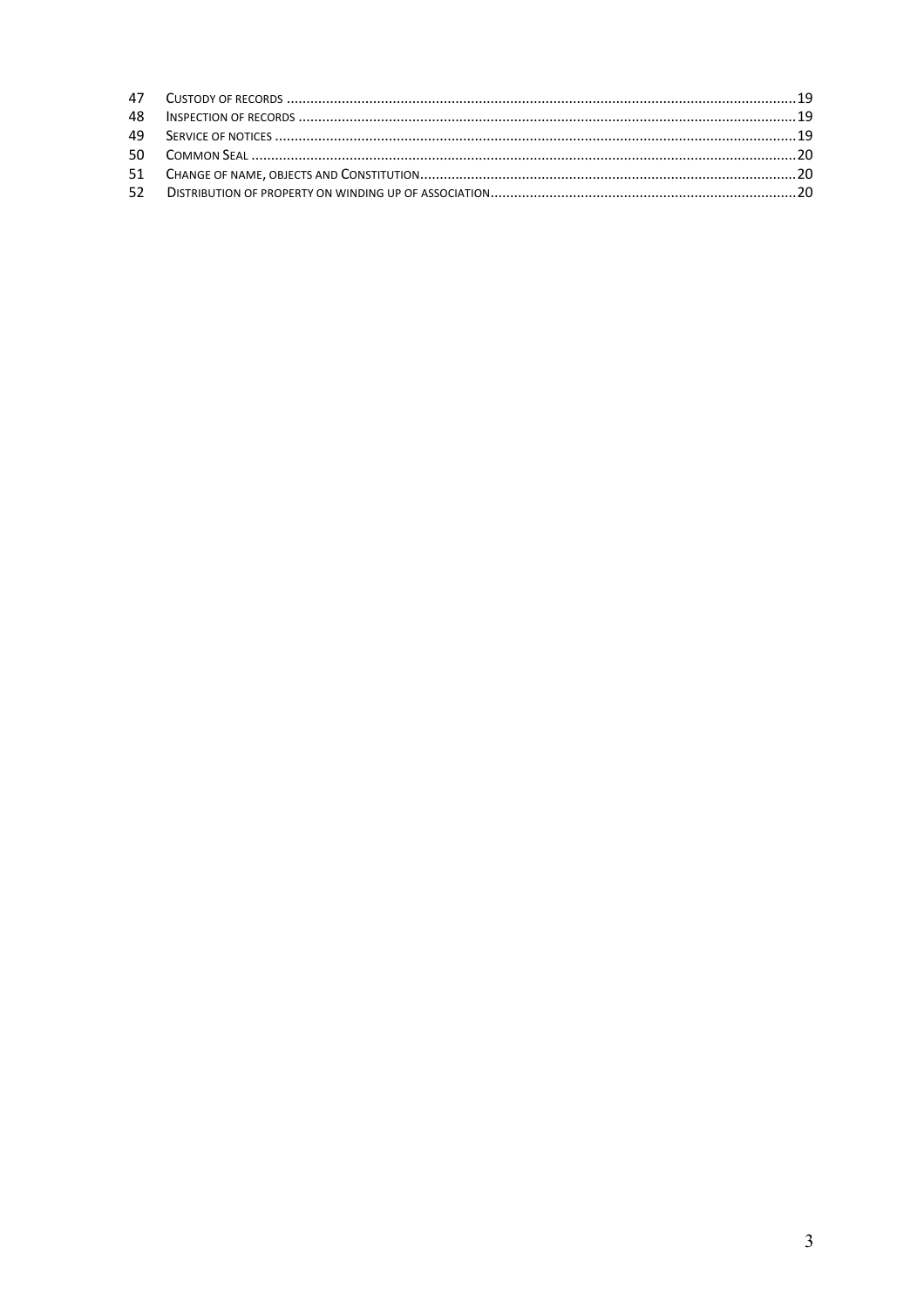| | | |
|---|---|---|
| 47 | Custody of records | 19 |
| 48 | Inspection of records | 19 |
| 49 | Service of notices | 19 |
| 50 | Common Seal | 20 |
| 51 | Change of name, objects and Constitution | 20 |
| 52 | Distribution of property on winding up of association | 20 |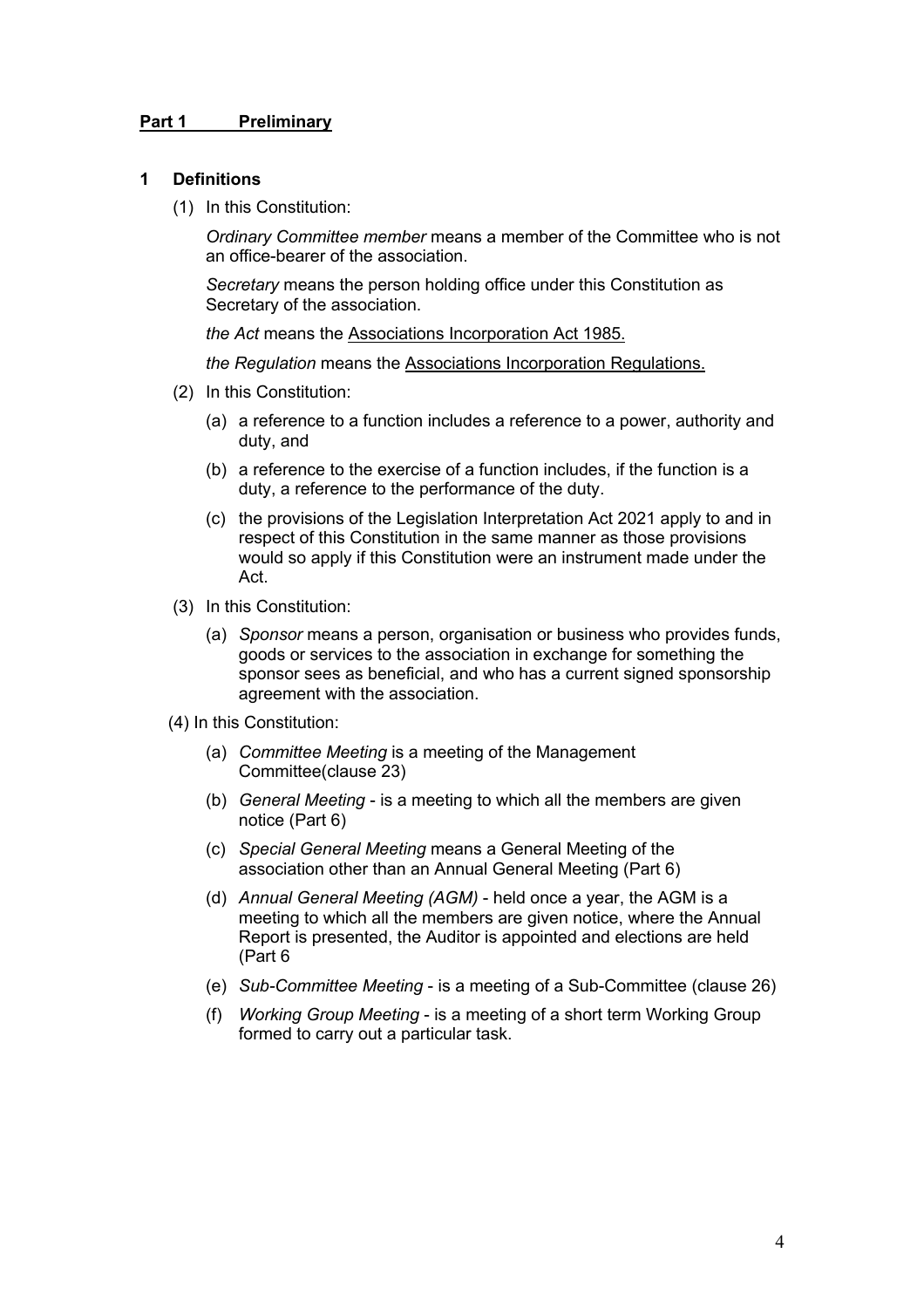## **Part 1 Preliminary**

### **1 Definitions**

(1) In this Constitution:

*Ordinary Committee member* means a member of the Committee who is not an office-bearer of the association.

*Secretary* means the person holding office under this Constitution as Secretary of the association.

*the Act* means the Associations Incorporation Act 1985.

*the Regulation* means the Associations Incorporation Regulations.

(2) In this Constitution:

(a) a reference to a function includes a reference to a power, authority and duty, and

(b) a reference to the exercise of a function includes, if the function is a duty, a reference to the performance of the duty.

(c) the provisions of the Legislation Interpretation Act 2021 apply to and in respect of this Constitution in the same manner as those provisions would so apply if this Constitution were an instrument made under the Act.

(3) In this Constitution:

(a) *Sponsor* means a person, organisation or business who provides funds, goods or services to the association in exchange for something the sponsor sees as beneficial, and who has a current signed sponsorship agreement with the association.

(4) In this Constitution:

(a) *Committee Meeting* is a meeting of the Management Committee(clause 23)

(b) *General Meeting* - is a meeting to which all the members are given notice (Part 6)

(c) *Special General Meeting* means a General Meeting of the association other than an Annual General Meeting (Part 6)

(d) *Annual General Meeting (AGM)* - held once a year, the AGM is a meeting to which all the members are given notice, where the Annual Report is presented, the Auditor is appointed and elections are held (Part 6

(e) *Sub-Committee Meeting* - is a meeting of a Sub-Committee (clause 26)

(f) *Working Group Meeting* - is a meeting of a short term Working Group formed to carry out a particular task.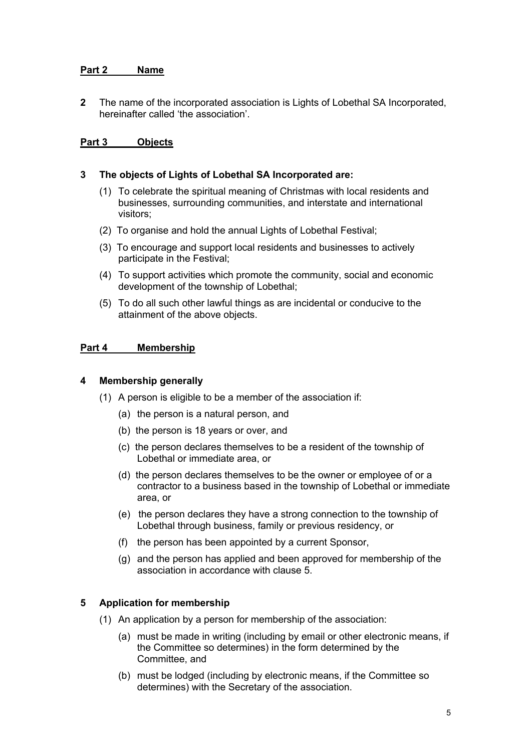## Part 2 Name

**2** The name of the incorporated association is Lights of Lobethal SA Incorporated, hereinafter called 'the association'.

## Part 3 Objects

**3 The objects of Lights of Lobethal SA Incorporated are:**

(1) To celebrate the spiritual meaning of Christmas with local residents and businesses, surrounding communities, and interstate and international visitors;

(2) To organise and hold the annual Lights of Lobethal Festival;

(3) To encourage and support local residents and businesses to actively participate in the Festival;

(4) To support activities which promote the community, social and economic development of the township of Lobethal;

(5) To do all such other lawful things as are incidental or conducive to the attainment of the above objects.

## Part 4 Membership

**4 Membership generally**

(1) A person is eligible to be a member of the association if:

(a) the person is a natural person, and

(b) the person is 18 years or over, and

(c) the person declares themselves to be a resident of the township of Lobethal or immediate area, or

(d) the person declares themselves to be the owner or employee of or a contractor to a business based in the township of Lobethal or immediate area, or

(e) the person declares they have a strong connection to the township of Lobethal through business, family or previous residency, or

(f) the person has been appointed by a current Sponsor,

(g) and the person has applied and been approved for membership of the association in accordance with clause 5.

**5 Application for membership**

(1) An application by a person for membership of the association:

(a) must be made in writing (including by email or other electronic means, if the Committee so determines) in the form determined by the Committee, and

(b) must be lodged (including by electronic means, if the Committee so determines) with the Secretary of the association.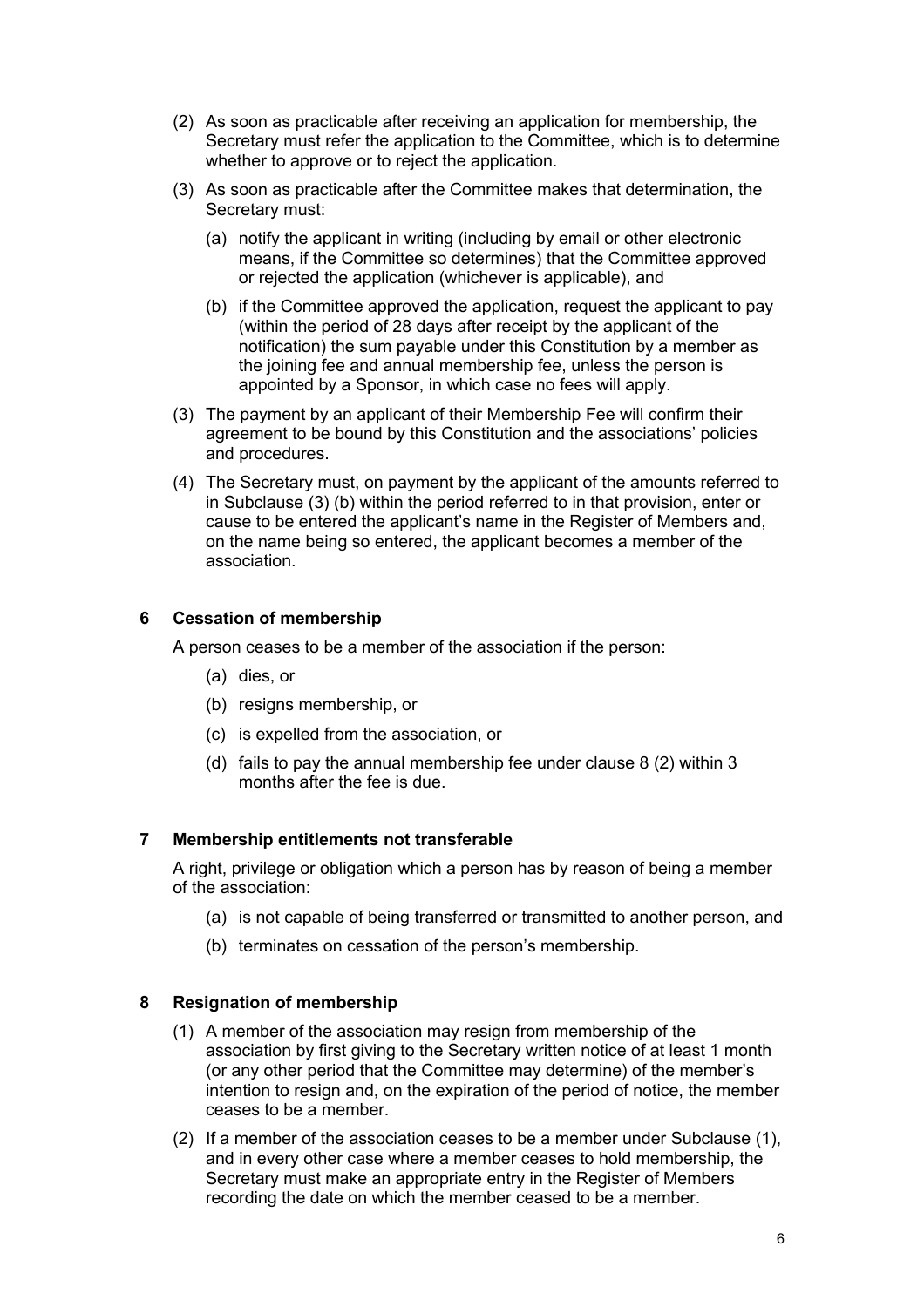(2) As soon as practicable after receiving an application for membership, the Secretary must refer the application to the Committee, which is to determine whether to approve or to reject the application.

(3) As soon as practicable after the Committee makes that determination, the Secretary must:

(a) notify the applicant in writing (including by email or other electronic means, if the Committee so determines) that the Committee approved or rejected the application (whichever is applicable), and

(b) if the Committee approved the application, request the applicant to pay (within the period of 28 days after receipt by the applicant of the notification) the sum payable under this Constitution by a member as the joining fee and annual membership fee, unless the person is appointed by a Sponsor, in which case no fees will apply.

(3) The payment by an applicant of their Membership Fee will confirm their agreement to be bound by this Constitution and the associations' policies and procedures.

(4) The Secretary must, on payment by the applicant of the amounts referred to in Subclause (3) (b) within the period referred to in that provision, enter or cause to be entered the applicant's name in the Register of Members and, on the name being so entered, the applicant becomes a member of the association.

### 6 Cessation of membership

A person ceases to be a member of the association if the person:

(a) dies, or

(b) resigns membership, or

(c) is expelled from the association, or

(d) fails to pay the annual membership fee under clause 8 (2) within 3 months after the fee is due.

### 7 Membership entitlements not transferable

A right, privilege or obligation which a person has by reason of being a member of the association:

(a) is not capable of being transferred or transmitted to another person, and

(b) terminates on cessation of the person's membership.

### 8 Resignation of membership

(1) A member of the association may resign from membership of the association by first giving to the Secretary written notice of at least 1 month (or any other period that the Committee may determine) of the member's intention to resign and, on the expiration of the period of notice, the member ceases to be a member.

(2) If a member of the association ceases to be a member under Subclause (1), and in every other case where a member ceases to hold membership, the Secretary must make an appropriate entry in the Register of Members recording the date on which the member ceased to be a member.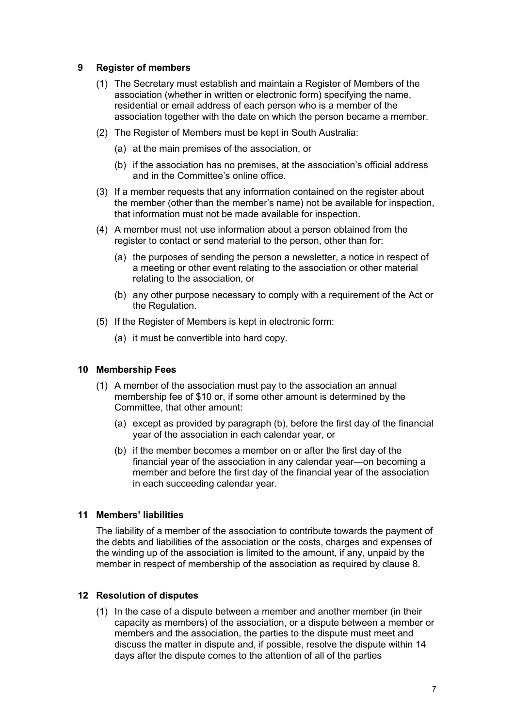## 9 Register of members

(1) The Secretary must establish and maintain a Register of Members of the association (whether in written or electronic form) specifying the name, residential or email address of each person who is a member of the association together with the date on which the person became a member.

(2) The Register of Members must be kept in South Australia:

(a) at the main premises of the association, or

(b) if the association has no premises, at the association's official address and in the Committee's online office.

(3) If a member requests that any information contained on the register about the member (other than the member's name) not be available for inspection, that information must not be made available for inspection.

(4) A member must not use information about a person obtained from the register to contact or send material to the person, other than for:

(a) the purposes of sending the person a newsletter, a notice in respect of a meeting or other event relating to the association or other material relating to the association, or

(b) any other purpose necessary to comply with a requirement of the Act or the Regulation.

(5) If the Register of Members is kept in electronic form:

(a) it must be convertible into hard copy.

## 10 Membership Fees

(1) A member of the association must pay to the association an annual membership fee of $10 or, if some other amount is determined by the Committee, that other amount:

(a) except as provided by paragraph (b), before the first day of the financial year of the association in each calendar year, or

(b) if the member becomes a member on or after the first day of the financial year of the association in any calendar year—on becoming a member and before the first day of the financial year of the association in each succeeding calendar year.

## 11 Members' liabilities

The liability of a member of the association to contribute towards the payment of the debts and liabilities of the association or the costs, charges and expenses of the winding up of the association is limited to the amount, if any, unpaid by the member in respect of membership of the association as required by clause 8.

## 12 Resolution of disputes

(1) In the case of a dispute between a member and another member (in their capacity as members) of the association, or a dispute between a member or members and the association, the parties to the dispute must meet and discuss the matter in dispute and, if possible, resolve the dispute within 14 days after the dispute comes to the attention of all of the parties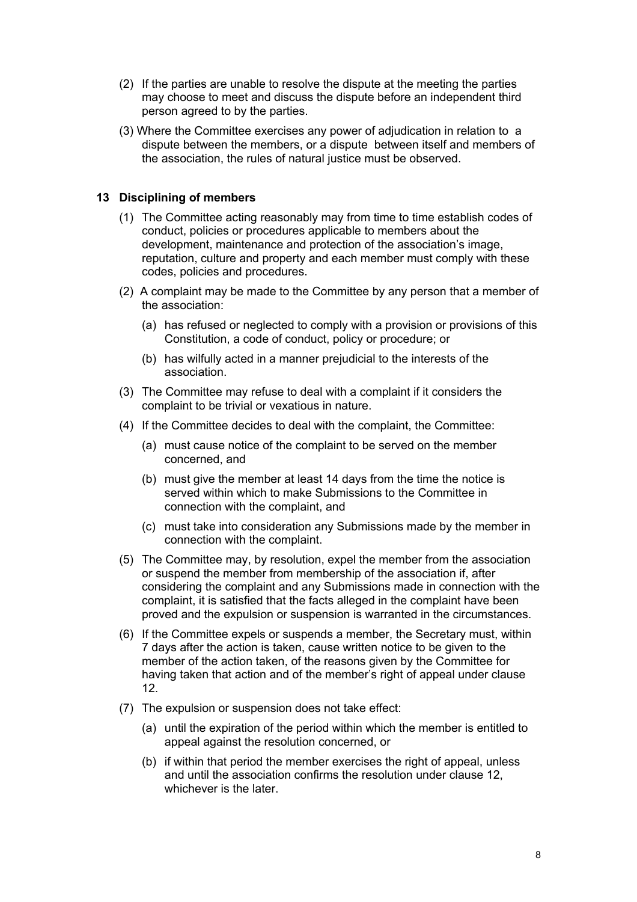(2) If the parties are unable to resolve the dispute at the meeting the parties may choose to meet and discuss the dispute before an independent third person agreed to by the parties.

(3) Where the Committee exercises any power of adjudication in relation to a dispute between the members, or a dispute between itself and members of the association, the rules of natural justice must be observed.

## 13 Disciplining of members

(1) The Committee acting reasonably may from time to time establish codes of conduct, policies or procedures applicable to members about the development, maintenance and protection of the association's image, reputation, culture and property and each member must comply with these codes, policies and procedures.

(2) A complaint may be made to the Committee by any person that a member of the association:

   (a) has refused or neglected to comply with a provision or provisions of this Constitution, a code of conduct, policy or procedure; or

   (b) has wilfully acted in a manner prejudicial to the interests of the association.

(3) The Committee may refuse to deal with a complaint if it considers the complaint to be trivial or vexatious in nature.

(4) If the Committee decides to deal with the complaint, the Committee:

   (a) must cause notice of the complaint to be served on the member concerned, and

   (b) must give the member at least 14 days from the time the notice is served within which to make Submissions to the Committee in connection with the complaint, and

   (c) must take into consideration any Submissions made by the member in connection with the complaint.

(5) The Committee may, by resolution, expel the member from the association or suspend the member from membership of the association if, after considering the complaint and any Submissions made in connection with the complaint, it is satisfied that the facts alleged in the complaint have been proved and the expulsion or suspension is warranted in the circumstances.

(6) If the Committee expels or suspends a member, the Secretary must, within 7 days after the action is taken, cause written notice to be given to the member of the action taken, of the reasons given by the Committee for having taken that action and of the member's right of appeal under clause 12.

(7) The expulsion or suspension does not take effect:

   (a) until the expiration of the period within which the member is entitled to appeal against the resolution concerned, or

   (b) if within that period the member exercises the right of appeal, unless and until the association confirms the resolution under clause 12, whichever is the later.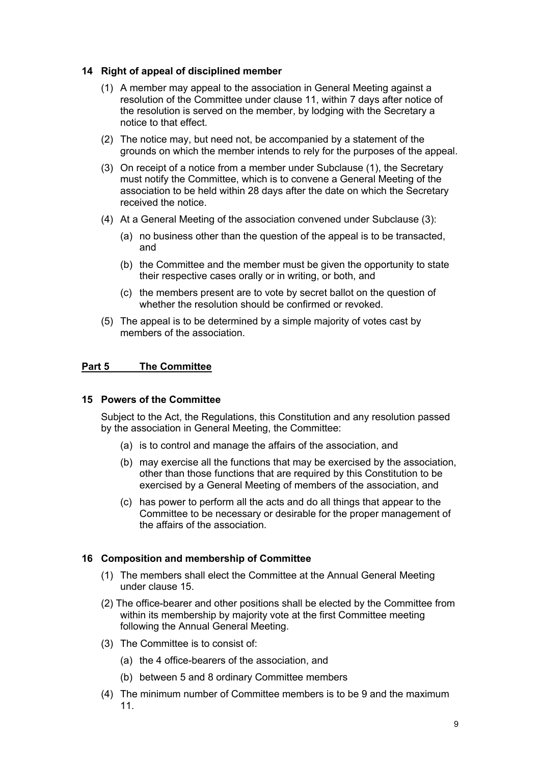### 14 Right of appeal of disciplined member

(1) A member may appeal to the association in General Meeting against a resolution of the Committee under clause 11, within 7 days after notice of the resolution is served on the member, by lodging with the Secretary a notice to that effect.

(2) The notice may, but need not, be accompanied by a statement of the grounds on which the member intends to rely for the purposes of the appeal.

(3) On receipt of a notice from a member under Subclause (1), the Secretary must notify the Committee, which is to convene a General Meeting of the association to be held within 28 days after the date on which the Secretary received the notice.

(4) At a General Meeting of the association convened under Subclause (3):

- (a) no business other than the question of the appeal is to be transacted, and
- (b) the Committee and the member must be given the opportunity to state their respective cases orally or in writing, or both, and
- (c) the members present are to vote by secret ballot on the question of whether the resolution should be confirmed or revoked.

(5) The appeal is to be determined by a simple majority of votes cast by members of the association.

## Part 5 The Committee

### 15 Powers of the Committee

Subject to the Act, the Regulations, this Constitution and any resolution passed by the association in General Meeting, the Committee:

- (a) is to control and manage the affairs of the association, and
- (b) may exercise all the functions that may be exercised by the association, other than those functions that are required by this Constitution to be exercised by a General Meeting of members of the association, and
- (c) has power to perform all the acts and do all things that appear to the Committee to be necessary or desirable for the proper management of the affairs of the association.

### 16 Composition and membership of Committee

(1) The members shall elect the Committee at the Annual General Meeting under clause 15.

(2) The office-bearer and other positions shall be elected by the Committee from within its membership by majority vote at the first Committee meeting following the Annual General Meeting.

(3) The Committee is to consist of:

- (a) the 4 office-bearers of the association, and
- (b) between 5 and 8 ordinary Committee members

(4) The minimum number of Committee members is to be 9 and the maximum 11.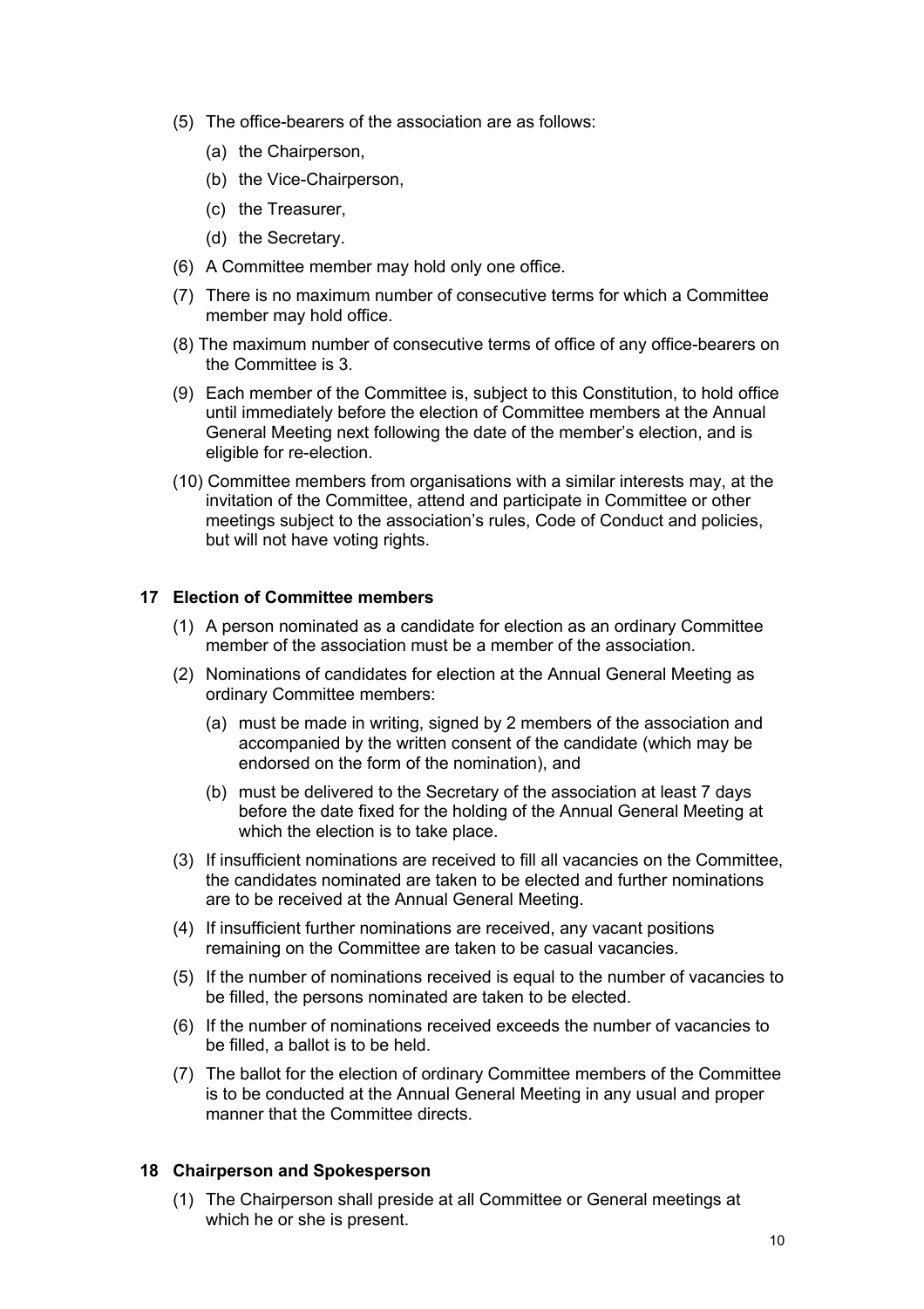(5) The office-bearers of the association are as follows:

   (a) the Chairperson,

   (b) the Vice-Chairperson,

   (c) the Treasurer,

   (d) the Secretary.

(6) A Committee member may hold only one office.

(7) There is no maximum number of consecutive terms for which a Committee member may hold office.

(8) The maximum number of consecutive terms of office of any office-bearers on the Committee is 3.

(9) Each member of the Committee is, subject to this Constitution, to hold office until immediately before the election of Committee members at the Annual General Meeting next following the date of the member's election, and is eligible for re-election.

(10) Committee members from organisations with a similar interests may, at the invitation of the Committee, attend and participate in Committee or other meetings subject to the association's rules, Code of Conduct and policies, but will not have voting rights.

## 17 Election of Committee members

(1) A person nominated as a candidate for election as an ordinary Committee member of the association must be a member of the association.

(2) Nominations of candidates for election at the Annual General Meeting as ordinary Committee members:

   (a) must be made in writing, signed by 2 members of the association and accompanied by the written consent of the candidate (which may be endorsed on the form of the nomination), and

   (b) must be delivered to the Secretary of the association at least 7 days before the date fixed for the holding of the Annual General Meeting at which the election is to take place.

(3) If insufficient nominations are received to fill all vacancies on the Committee, the candidates nominated are taken to be elected and further nominations are to be received at the Annual General Meeting.

(4) If insufficient further nominations are received, any vacant positions remaining on the Committee are taken to be casual vacancies.

(5) If the number of nominations received is equal to the number of vacancies to be filled, the persons nominated are taken to be elected.

(6) If the number of nominations received exceeds the number of vacancies to be filled, a ballot is to be held.

(7) The ballot for the election of ordinary Committee members of the Committee is to be conducted at the Annual General Meeting in any usual and proper manner that the Committee directs.

## 18 Chairperson and Spokesperson

(1) The Chairperson shall preside at all Committee or General meetings at which he or she is present.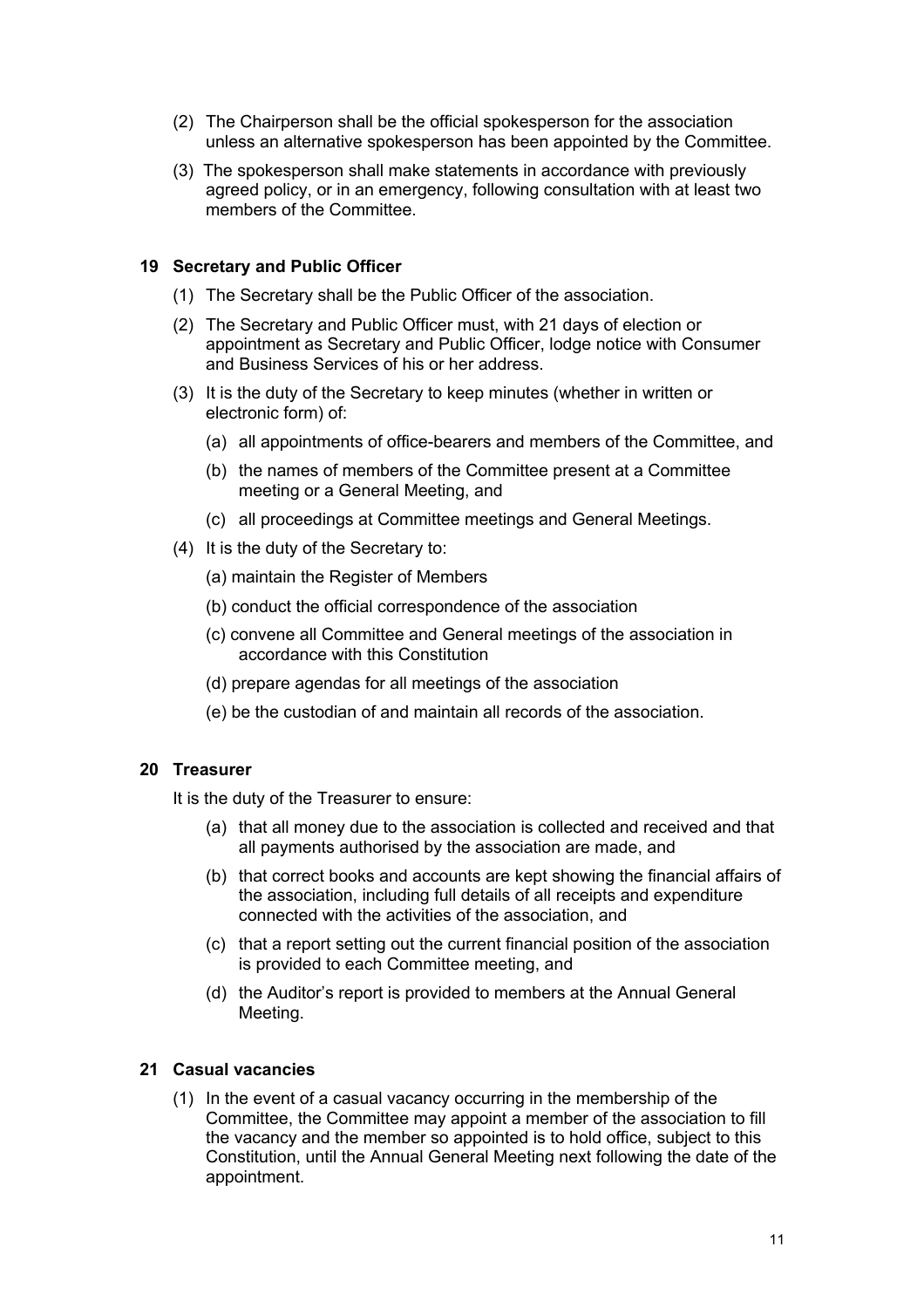(2) The Chairperson shall be the official spokesperson for the association unless an alternative spokesperson has been appointed by the Committee.

(3) The spokesperson shall make statements in accordance with previously agreed policy, or in an emergency, following consultation with at least two members of the Committee.

## 19 Secretary and Public Officer

(1) The Secretary shall be the Public Officer of the association.

(2) The Secretary and Public Officer must, with 21 days of election or appointment as Secretary and Public Officer, lodge notice with Consumer and Business Services of his or her address.

(3) It is the duty of the Secretary to keep minutes (whether in written or electronic form) of:

- (a) all appointments of office-bearers and members of the Committee, and
- (b) the names of members of the Committee present at a Committee meeting or a General Meeting, and
- (c) all proceedings at Committee meetings and General Meetings.

(4) It is the duty of the Secretary to:

- (a) maintain the Register of Members
- (b) conduct the official correspondence of the association
- (c) convene all Committee and General meetings of the association in accordance with this Constitution
- (d) prepare agendas for all meetings of the association
- (e) be the custodian of and maintain all records of the association.

## 20 Treasurer

It is the duty of the Treasurer to ensure:

- (a) that all money due to the association is collected and received and that all payments authorised by the association are made, and
- (b) that correct books and accounts are kept showing the financial affairs of the association, including full details of all receipts and expenditure connected with the activities of the association, and
- (c) that a report setting out the current financial position of the association is provided to each Committee meeting, and
- (d) the Auditor's report is provided to members at the Annual General Meeting.

## 21 Casual vacancies

(1) In the event of a casual vacancy occurring in the membership of the Committee, the Committee may appoint a member of the association to fill the vacancy and the member so appointed is to hold office, subject to this Constitution, until the Annual General Meeting next following the date of the appointment.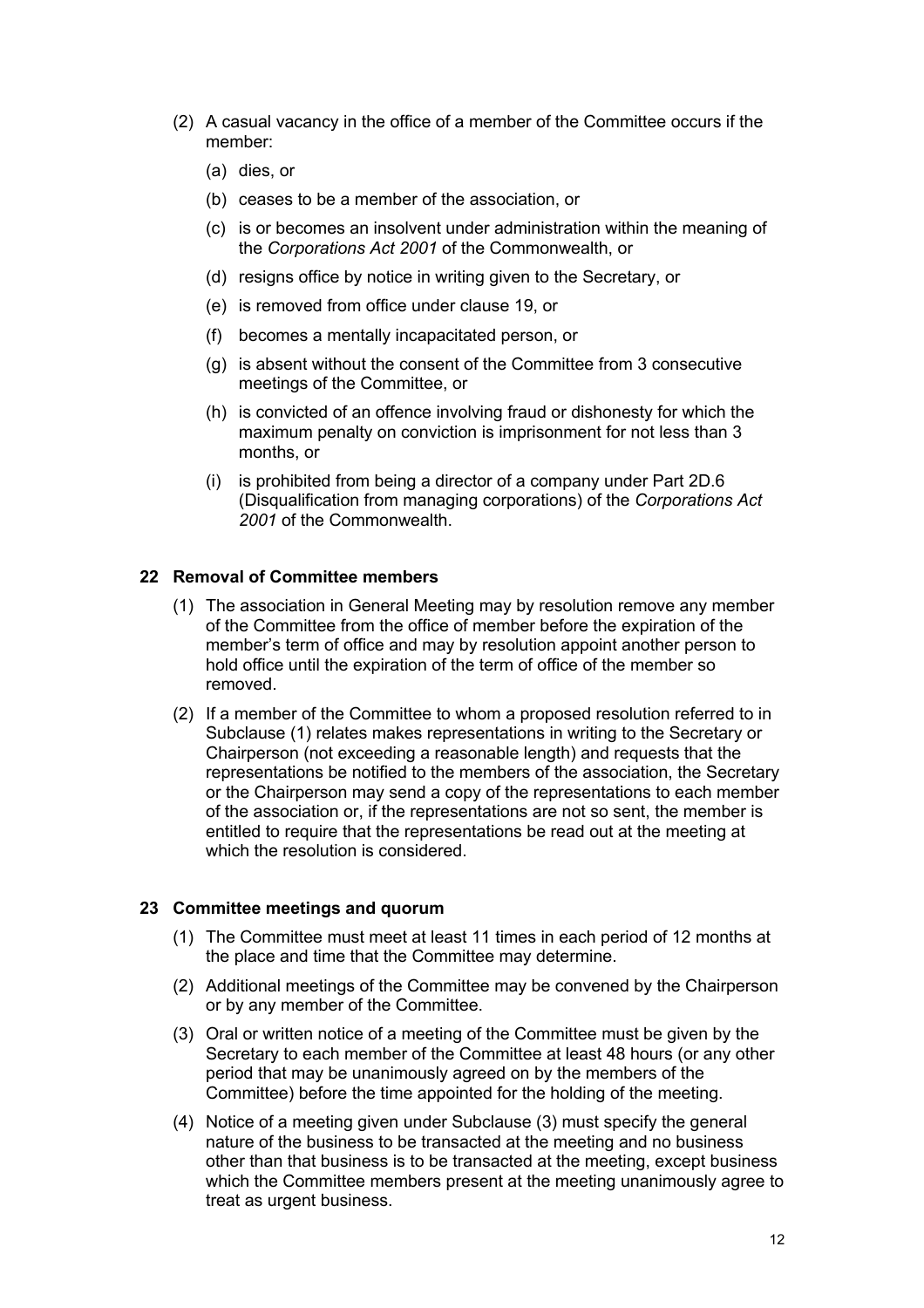(2) A casual vacancy in the office of a member of the Committee occurs if the member:

  (a) dies, or

  (b) ceases to be a member of the association, or

  (c) is or becomes an insolvent under administration within the meaning of the *Corporations Act 2001* of the Commonwealth, or

  (d) resigns office by notice in writing given to the Secretary, or

  (e) is removed from office under clause 19, or

  (f) becomes a mentally incapacitated person, or

  (g) is absent without the consent of the Committee from 3 consecutive meetings of the Committee, or

  (h) is convicted of an offence involving fraud or dishonesty for which the maximum penalty on conviction is imprisonment for not less than 3 months, or

  (i) is prohibited from being a director of a company under Part 2D.6 (Disqualification from managing corporations) of the *Corporations Act 2001* of the Commonwealth.

## 22 Removal of Committee members

(1) The association in General Meeting may by resolution remove any member of the Committee from the office of member before the expiration of the member's term of office and may by resolution appoint another person to hold office until the expiration of the term of office of the member so removed.

(2) If a member of the Committee to whom a proposed resolution referred to in Subclause (1) relates makes representations in writing to the Secretary or Chairperson (not exceeding a reasonable length) and requests that the representations be notified to the members of the association, the Secretary or the Chairperson may send a copy of the representations to each member of the association or, if the representations are not so sent, the member is entitled to require that the representations be read out at the meeting at which the resolution is considered.

## 23 Committee meetings and quorum

(1) The Committee must meet at least 11 times in each period of 12 months at the place and time that the Committee may determine.

(2) Additional meetings of the Committee may be convened by the Chairperson or by any member of the Committee.

(3) Oral or written notice of a meeting of the Committee must be given by the Secretary to each member of the Committee at least 48 hours (or any other period that may be unanimously agreed on by the members of the Committee) before the time appointed for the holding of the meeting.

(4) Notice of a meeting given under Subclause (3) must specify the general nature of the business to be transacted at the meeting and no business other than that business is to be transacted at the meeting, except business which the Committee members present at the meeting unanimously agree to treat as urgent business.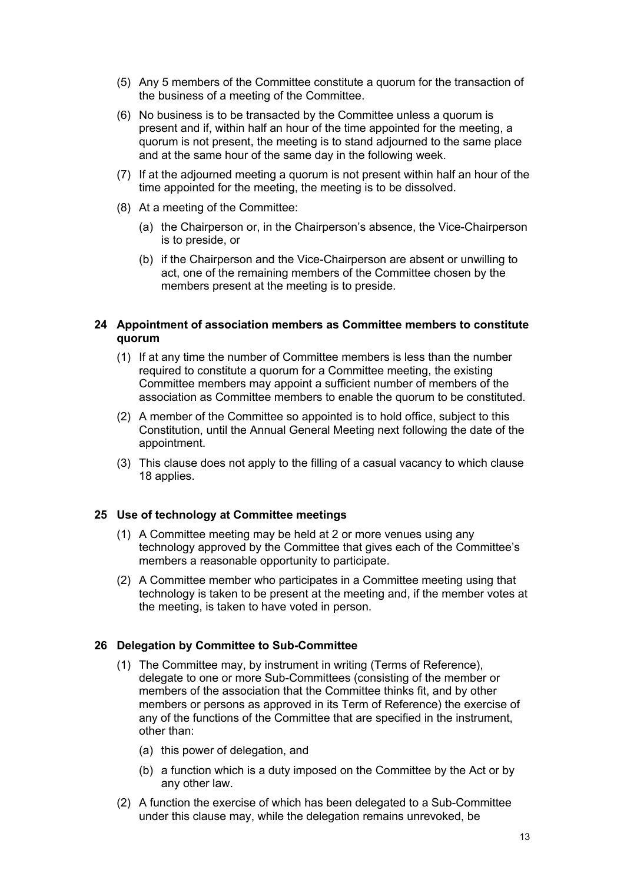(5) Any 5 members of the Committee constitute a quorum for the transaction of the business of a meeting of the Committee.

(6) No business is to be transacted by the Committee unless a quorum is present and if, within half an hour of the time appointed for the meeting, a quorum is not present, the meeting is to stand adjourned to the same place and at the same hour of the same day in the following week.

(7) If at the adjourned meeting a quorum is not present within half an hour of the time appointed for the meeting, the meeting is to be dissolved.

(8) At a meeting of the Committee:

(a) the Chairperson or, in the Chairperson's absence, the Vice-Chairperson is to preside, or

(b) if the Chairperson and the Vice-Chairperson are absent or unwilling to act, one of the remaining members of the Committee chosen by the members present at the meeting is to preside.

### 24 Appointment of association members as Committee members to constitute quorum

(1) If at any time the number of Committee members is less than the number required to constitute a quorum for a Committee meeting, the existing Committee members may appoint a sufficient number of members of the association as Committee members to enable the quorum to be constituted.

(2) A member of the Committee so appointed is to hold office, subject to this Constitution, until the Annual General Meeting next following the date of the appointment.

(3) This clause does not apply to the filling of a casual vacancy to which clause 18 applies.

### 25 Use of technology at Committee meetings

(1) A Committee meeting may be held at 2 or more venues using any technology approved by the Committee that gives each of the Committee's members a reasonable opportunity to participate.

(2) A Committee member who participates in a Committee meeting using that technology is taken to be present at the meeting and, if the member votes at the meeting, is taken to have voted in person.

### 26 Delegation by Committee to Sub-Committee

(1) The Committee may, by instrument in writing (Terms of Reference), delegate to one or more Sub-Committees (consisting of the member or members of the association that the Committee thinks fit, and by other members or persons as approved in its Term of Reference) the exercise of any of the functions of the Committee that are specified in the instrument, other than:

(a) this power of delegation, and

(b) a function which is a duty imposed on the Committee by the Act or by any other law.

(2) A function the exercise of which has been delegated to a Sub-Committee under this clause may, while the delegation remains unrevoked, be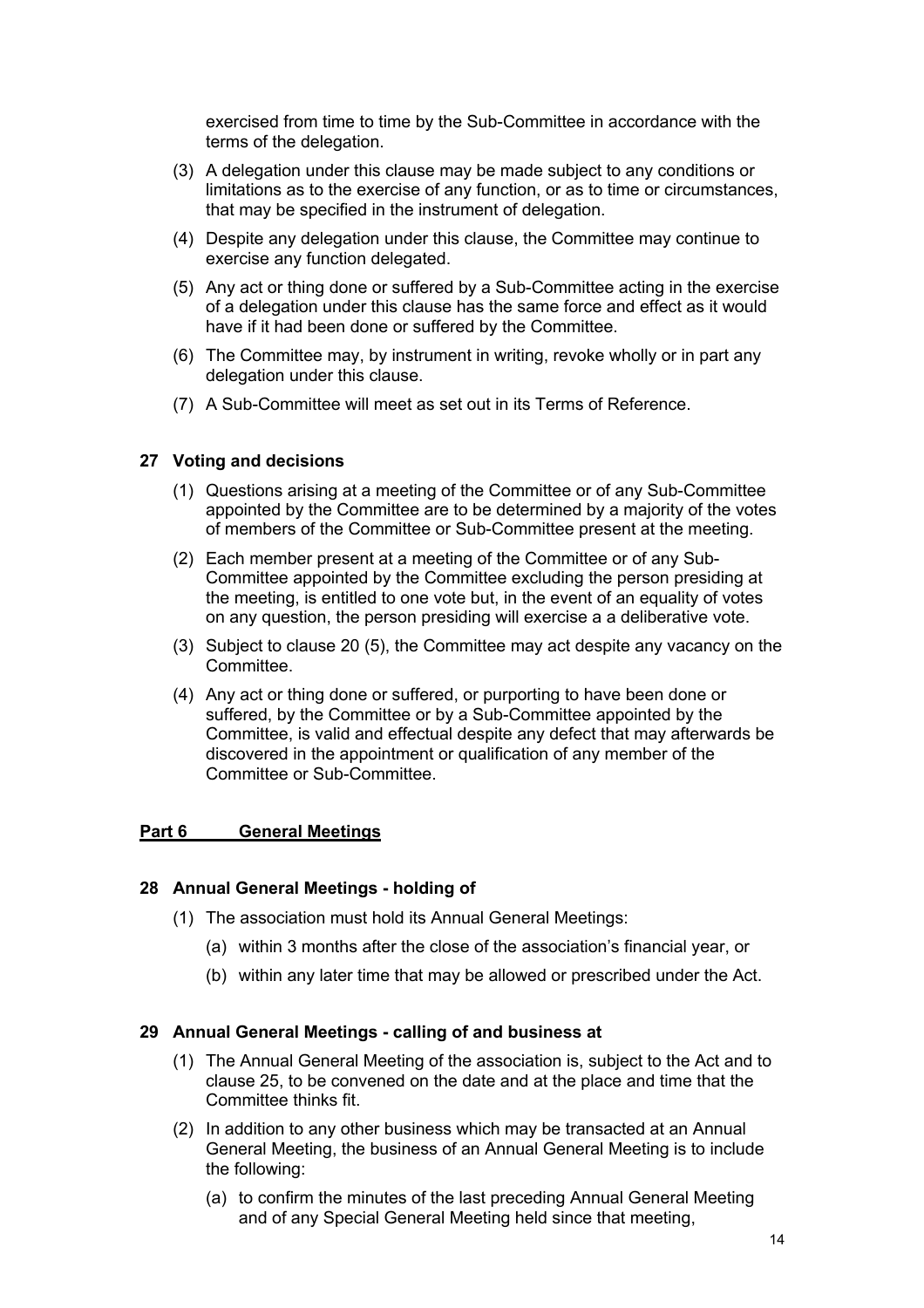exercised from time to time by the Sub-Committee in accordance with the terms of the delegation.

(3) A delegation under this clause may be made subject to any conditions or limitations as to the exercise of any function, or as to time or circumstances, that may be specified in the instrument of delegation.

(4) Despite any delegation under this clause, the Committee may continue to exercise any function delegated.

(5) Any act or thing done or suffered by a Sub-Committee acting in the exercise of a delegation under this clause has the same force and effect as it would have if it had been done or suffered by the Committee.

(6) The Committee may, by instrument in writing, revoke wholly or in part any delegation under this clause.

(7) A Sub-Committee will meet as set out in its Terms of Reference.

### 27 Voting and decisions

(1) Questions arising at a meeting of the Committee or of any Sub-Committee appointed by the Committee are to be determined by a majority of the votes of members of the Committee or Sub-Committee present at the meeting.

(2) Each member present at a meeting of the Committee or of any Sub-Committee appointed by the Committee excluding the person presiding at the meeting, is entitled to one vote but, in the event of an equality of votes on any question, the person presiding will exercise a a deliberative vote.

(3) Subject to clause 20 (5), the Committee may act despite any vacancy on the Committee.

(4) Any act or thing done or suffered, or purporting to have been done or suffered, by the Committee or by a Sub-Committee appointed by the Committee, is valid and effectual despite any defect that may afterwards be discovered in the appointment or qualification of any member of the Committee or Sub-Committee.

## Part 6 General Meetings

### 28 Annual General Meetings - holding of

(1) The association must hold its Annual General Meetings:

(a) within 3 months after the close of the association's financial year, or

(b) within any later time that may be allowed or prescribed under the Act.

### 29 Annual General Meetings - calling of and business at

(1) The Annual General Meeting of the association is, subject to the Act and to clause 25, to be convened on the date and at the place and time that the Committee thinks fit.

(2) In addition to any other business which may be transacted at an Annual General Meeting, the business of an Annual General Meeting is to include the following:

(a) to confirm the minutes of the last preceding Annual General Meeting and of any Special General Meeting held since that meeting,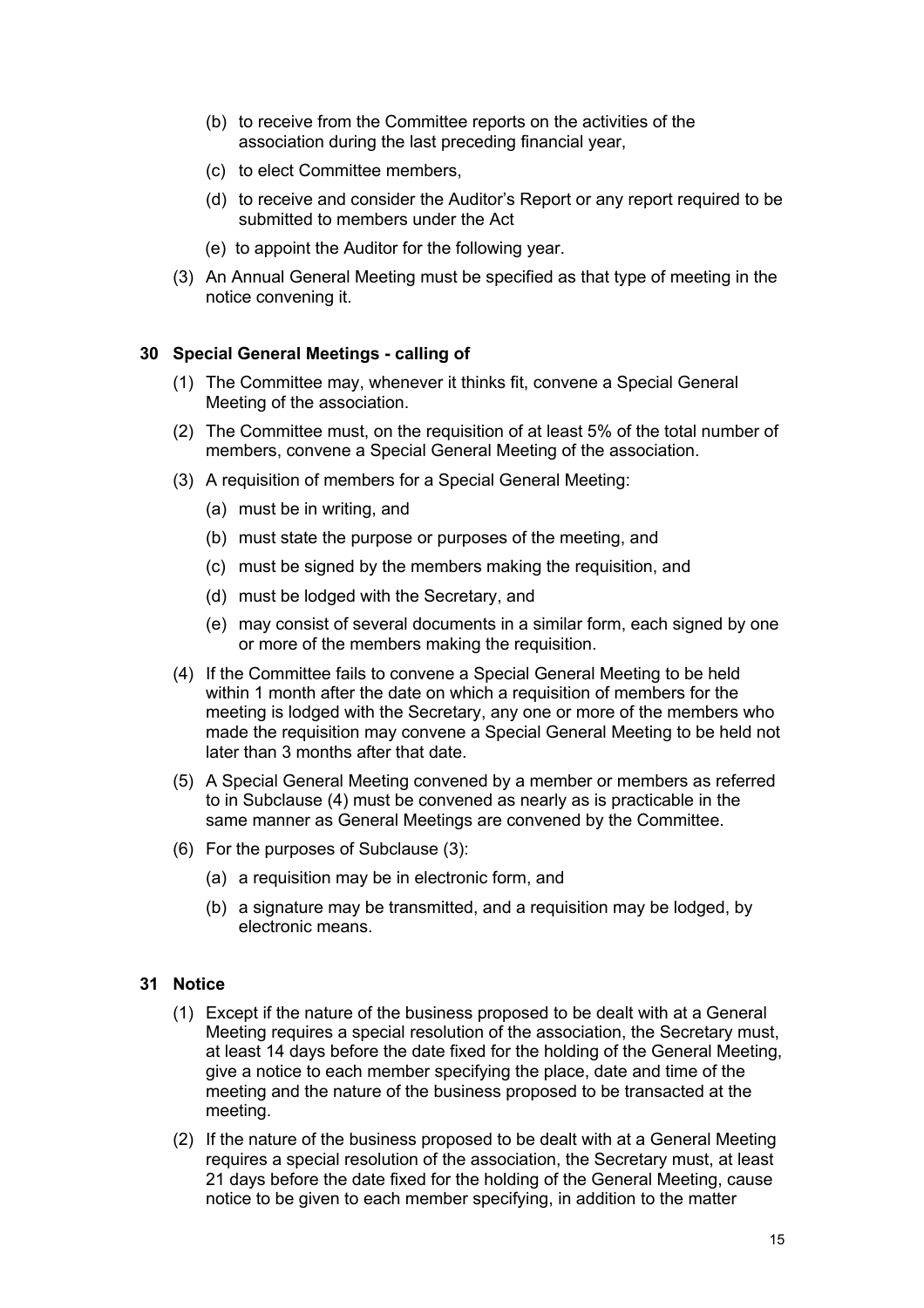(b) to receive from the Committee reports on the activities of the association during the last preceding financial year,

(c) to elect Committee members,

(d) to receive and consider the Auditor's Report or any report required to be submitted to members under the Act

(e) to appoint the Auditor for the following year.

(3) An Annual General Meeting must be specified as that type of meeting in the notice convening it.

## 30 Special General Meetings - calling of

(1) The Committee may, whenever it thinks fit, convene a Special General Meeting of the association.

(2) The Committee must, on the requisition of at least 5% of the total number of members, convene a Special General Meeting of the association.

(3) A requisition of members for a Special General Meeting:

(a) must be in writing, and

(b) must state the purpose or purposes of the meeting, and

(c) must be signed by the members making the requisition, and

(d) must be lodged with the Secretary, and

(e) may consist of several documents in a similar form, each signed by one or more of the members making the requisition.

(4) If the Committee fails to convene a Special General Meeting to be held within 1 month after the date on which a requisition of members for the meeting is lodged with the Secretary, any one or more of the members who made the requisition may convene a Special General Meeting to be held not later than 3 months after that date.

(5) A Special General Meeting convened by a member or members as referred to in Subclause (4) must be convened as nearly as is practicable in the same manner as General Meetings are convened by the Committee.

(6) For the purposes of Subclause (3):

(a) a requisition may be in electronic form, and

(b) a signature may be transmitted, and a requisition may be lodged, by electronic means.

## 31 Notice

(1) Except if the nature of the business proposed to be dealt with at a General Meeting requires a special resolution of the association, the Secretary must, at least 14 days before the date fixed for the holding of the General Meeting, give a notice to each member specifying the place, date and time of the meeting and the nature of the business proposed to be transacted at the meeting.

(2) If the nature of the business proposed to be dealt with at a General Meeting requires a special resolution of the association, the Secretary must, at least 21 days before the date fixed for the holding of the General Meeting, cause notice to be given to each member specifying, in addition to the matter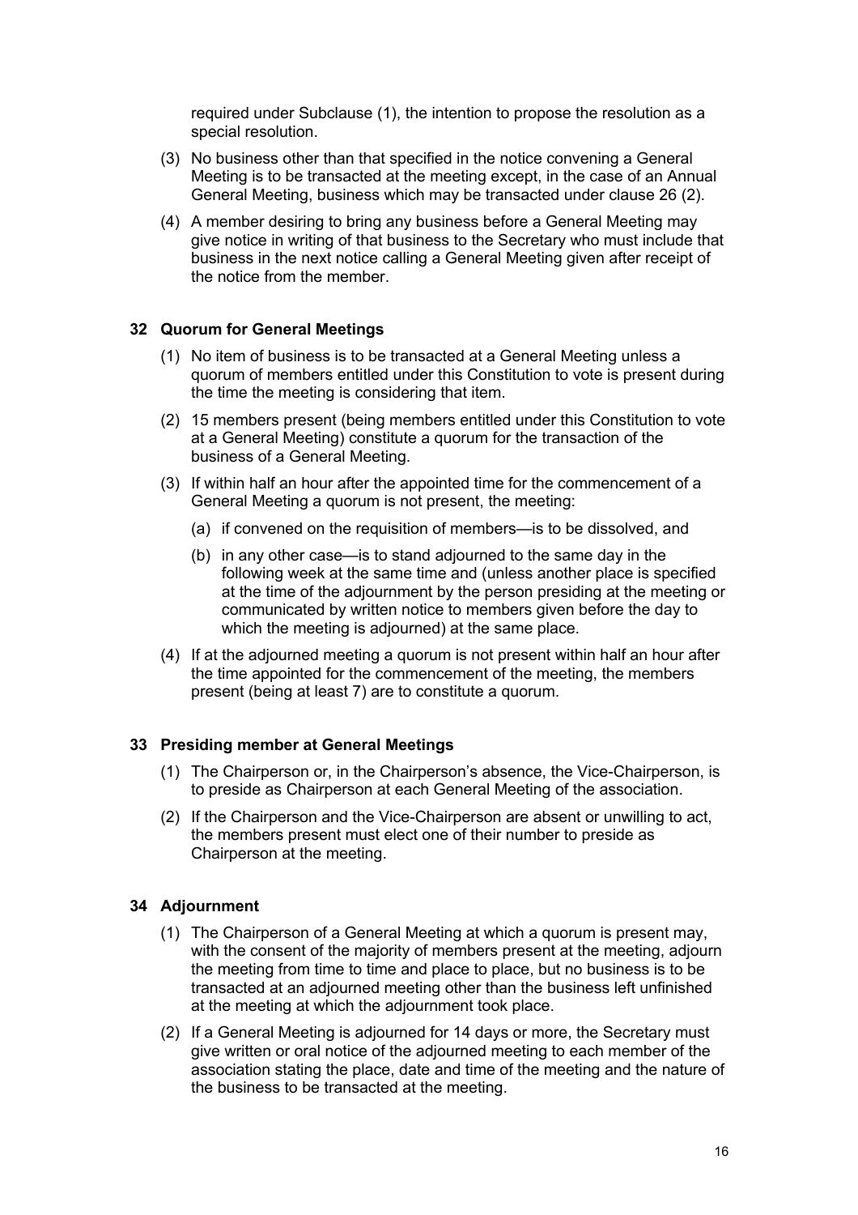required under Subclause (1), the intention to propose the resolution as a special resolution.

(3) No business other than that specified in the notice convening a General Meeting is to be transacted at the meeting except, in the case of an Annual General Meeting, business which may be transacted under clause 26 (2).

(4) A member desiring to bring any business before a General Meeting may give notice in writing of that business to the Secretary who must include that business in the next notice calling a General Meeting given after receipt of the notice from the member.

### 32 Quorum for General Meetings

(1) No item of business is to be transacted at a General Meeting unless a quorum of members entitled under this Constitution to vote is present during the time the meeting is considering that item.

(2) 15 members present (being members entitled under this Constitution to vote at a General Meeting) constitute a quorum for the transaction of the business of a General Meeting.

(3) If within half an hour after the appointed time for the commencement of a General Meeting a quorum is not present, the meeting:

(a) if convened on the requisition of members—is to be dissolved, and

(b) in any other case—is to stand adjourned to the same day in the following week at the same time and (unless another place is specified at the time of the adjournment by the person presiding at the meeting or communicated by written notice to members given before the day to which the meeting is adjourned) at the same place.

(4) If at the adjourned meeting a quorum is not present within half an hour after the time appointed for the commencement of the meeting, the members present (being at least 7) are to constitute a quorum.

### 33 Presiding member at General Meetings

(1) The Chairperson or, in the Chairperson's absence, the Vice-Chairperson, is to preside as Chairperson at each General Meeting of the association.

(2) If the Chairperson and the Vice-Chairperson are absent or unwilling to act, the members present must elect one of their number to preside as Chairperson at the meeting.

### 34 Adjournment

(1) The Chairperson of a General Meeting at which a quorum is present may, with the consent of the majority of members present at the meeting, adjourn the meeting from time to time and place to place, but no business is to be transacted at an adjourned meeting other than the business left unfinished at the meeting at which the adjournment took place.

(2) If a General Meeting is adjourned for 14 days or more, the Secretary must give written or oral notice of the adjourned meeting to each member of the association stating the place, date and time of the meeting and the nature of the business to be transacted at the meeting.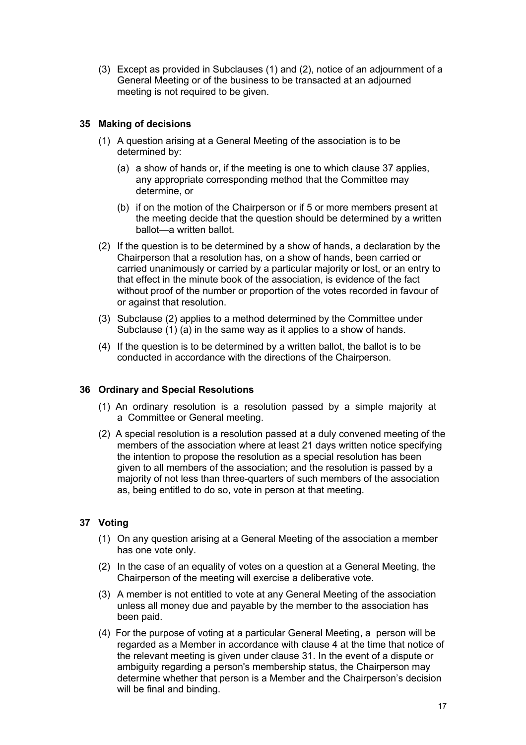(3) Except as provided in Subclauses (1) and (2), notice of an adjournment of a General Meeting or of the business to be transacted at an adjourned meeting is not required to be given.

### 35 Making of decisions

(1) A question arising at a General Meeting of the association is to be determined by:

(a) a show of hands or, if the meeting is one to which clause 37 applies, any appropriate corresponding method that the Committee may determine, or

(b) if on the motion of the Chairperson or if 5 or more members present at the meeting decide that the question should be determined by a written ballot—a written ballot.

(2) If the question is to be determined by a show of hands, a declaration by the Chairperson that a resolution has, on a show of hands, been carried or carried unanimously or carried by a particular majority or lost, or an entry to that effect in the minute book of the association, is evidence of the fact without proof of the number or proportion of the votes recorded in favour of or against that resolution.

(3) Subclause (2) applies to a method determined by the Committee under Subclause (1) (a) in the same way as it applies to a show of hands.

(4) If the question is to be determined by a written ballot, the ballot is to be conducted in accordance with the directions of the Chairperson.

### 36 Ordinary and Special Resolutions

(1) An ordinary resolution is a resolution passed by a simple majority at a Committee or General meeting.

(2) A special resolution is a resolution passed at a duly convened meeting of the members of the association where at least 21 days written notice specifying the intention to propose the resolution as a special resolution has been given to all members of the association; and the resolution is passed by a majority of not less than three-quarters of such members of the association as, being entitled to do so, vote in person at that meeting.

### 37 Voting

(1) On any question arising at a General Meeting of the association a member has one vote only.

(2) In the case of an equality of votes on a question at a General Meeting, the Chairperson of the meeting will exercise a deliberative vote.

(3) A member is not entitled to vote at any General Meeting of the association unless all money due and payable by the member to the association has been paid.

(4) For the purpose of voting at a particular General Meeting, a person will be regarded as a Member in accordance with clause 4 at the time that notice of the relevant meeting is given under clause 31. In the event of a dispute or ambiguity regarding a person's membership status, the Chairperson may determine whether that person is a Member and the Chairperson's decision will be final and binding.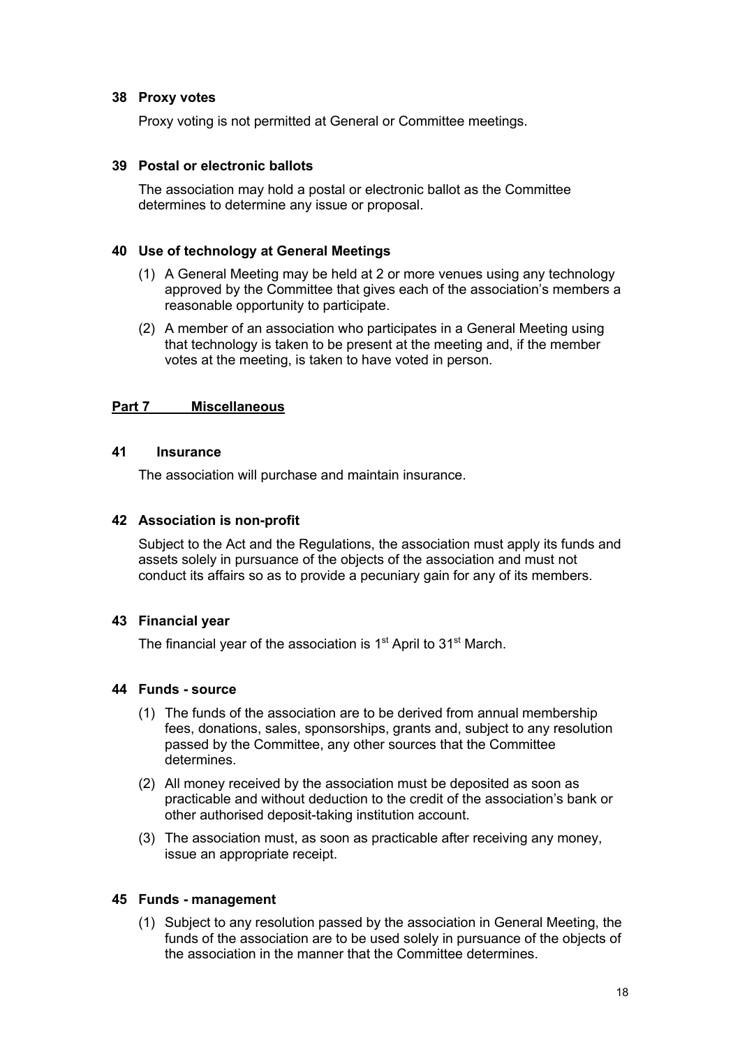### 38 Proxy votes

Proxy voting is not permitted at General or Committee meetings.

### 39 Postal or electronic ballots

The association may hold a postal or electronic ballot as the Committee determines to determine any issue or proposal.

### 40 Use of technology at General Meetings

(1) A General Meeting may be held at 2 or more venues using any technology approved by the Committee that gives each of the association's members a reasonable opportunity to participate.

(2) A member of an association who participates in a General Meeting using that technology is taken to be present at the meeting and, if the member votes at the meeting, is taken to have voted in person.

## Part 7 Miscellaneous

### 41 Insurance

The association will purchase and maintain insurance.

### 42 Association is non-profit

Subject to the Act and the Regulations, the association must apply its funds and assets solely in pursuance of the objects of the association and must not conduct its affairs so as to provide a pecuniary gain for any of its members.

### 43 Financial year

The financial year of the association is 1st April to 31st March.

### 44 Funds - source

(1) The funds of the association are to be derived from annual membership fees, donations, sales, sponsorships, grants and, subject to any resolution passed by the Committee, any other sources that the Committee determines.

(2) All money received by the association must be deposited as soon as practicable and without deduction to the credit of the association's bank or other authorised deposit-taking institution account.

(3) The association must, as soon as practicable after receiving any money, issue an appropriate receipt.

### 45 Funds - management

(1) Subject to any resolution passed by the association in General Meeting, the funds of the association are to be used solely in pursuance of the objects of the association in the manner that the Committee determines.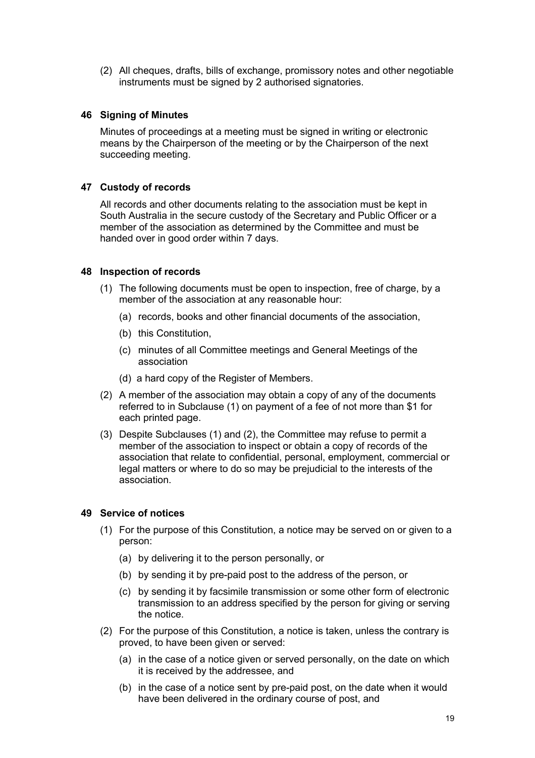(2) All cheques, drafts, bills of exchange, promissory notes and other negotiable instruments must be signed by 2 authorised signatories.

## 46 Signing of Minutes

Minutes of proceedings at a meeting must be signed in writing or electronic means by the Chairperson of the meeting or by the Chairperson of the next succeeding meeting.

## 47 Custody of records

All records and other documents relating to the association must be kept in South Australia in the secure custody of the Secretary and Public Officer or a member of the association as determined by the Committee and must be handed over in good order within 7 days.

## 48 Inspection of records

(1) The following documents must be open to inspection, free of charge, by a member of the association at any reasonable hour:

  (a) records, books and other financial documents of the association,

  (b) this Constitution,

  (c) minutes of all Committee meetings and General Meetings of the association

  (d) a hard copy of the Register of Members.

(2) A member of the association may obtain a copy of any of the documents referred to in Subclause (1) on payment of a fee of not more than $1 for each printed page.

(3) Despite Subclauses (1) and (2), the Committee may refuse to permit a member of the association to inspect or obtain a copy of records of the association that relate to confidential, personal, employment, commercial or legal matters or where to do so may be prejudicial to the interests of the association.

## 49 Service of notices

(1) For the purpose of this Constitution, a notice may be served on or given to a person:

  (a) by delivering it to the person personally, or

  (b) by sending it by pre-paid post to the address of the person, or

  (c) by sending it by facsimile transmission or some other form of electronic transmission to an address specified by the person for giving or serving the notice.

(2) For the purpose of this Constitution, a notice is taken, unless the contrary is proved, to have been given or served:

  (a) in the case of a notice given or served personally, on the date on which it is received by the addressee, and

  (b) in the case of a notice sent by pre-paid post, on the date when it would have been delivered in the ordinary course of post, and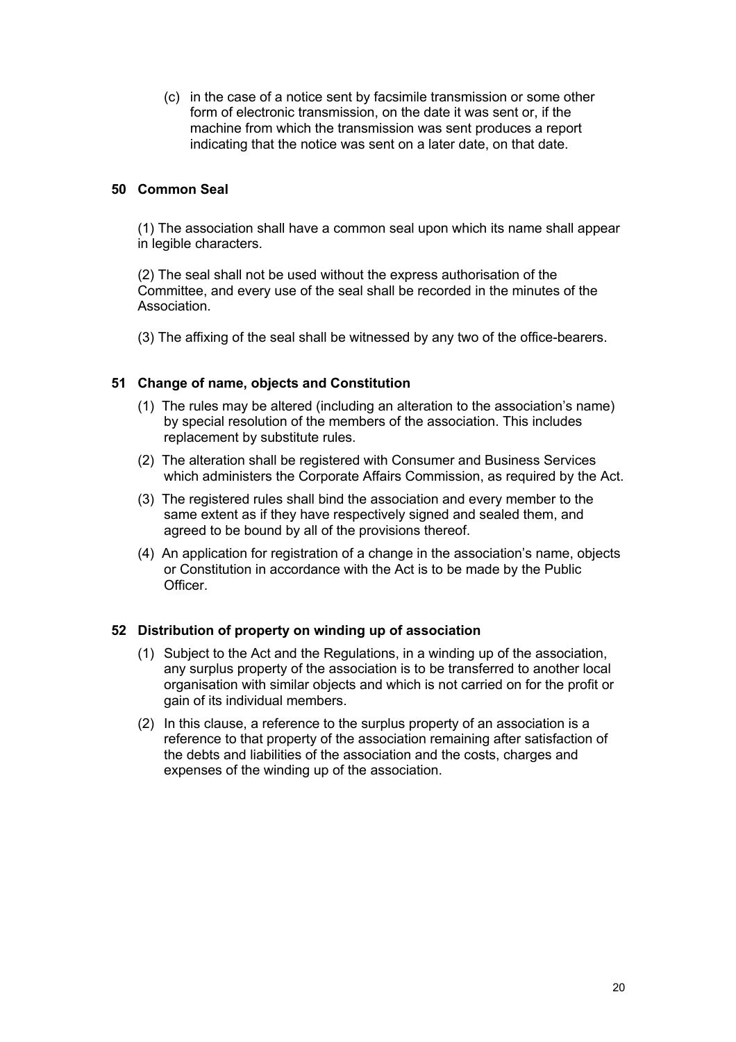(c) in the case of a notice sent by facsimile transmission or some other form of electronic transmission, on the date it was sent or, if the machine from which the transmission was sent produces a report indicating that the notice was sent on a later date, on that date.

## 50 Common Seal

(1) The association shall have a common seal upon which its name shall appear in legible characters.

(2) The seal shall not be used without the express authorisation of the Committee, and every use of the seal shall be recorded in the minutes of the Association.

(3) The affixing of the seal shall be witnessed by any two of the office-bearers.

## 51 Change of name, objects and Constitution

(1) The rules may be altered (including an alteration to the association's name) by special resolution of the members of the association. This includes replacement by substitute rules.

(2) The alteration shall be registered with Consumer and Business Services which administers the Corporate Affairs Commission, as required by the Act.

(3) The registered rules shall bind the association and every member to the same extent as if they have respectively signed and sealed them, and agreed to be bound by all of the provisions thereof.

(4) An application for registration of a change in the association's name, objects or Constitution in accordance with the Act is to be made by the Public Officer.

## 52 Distribution of property on winding up of association

(1) Subject to the Act and the Regulations, in a winding up of the association, any surplus property of the association is to be transferred to another local organisation with similar objects and which is not carried on for the profit or gain of its individual members.

(2) In this clause, a reference to the surplus property of an association is a reference to that property of the association remaining after satisfaction of the debts and liabilities of the association and the costs, charges and expenses of the winding up of the association.